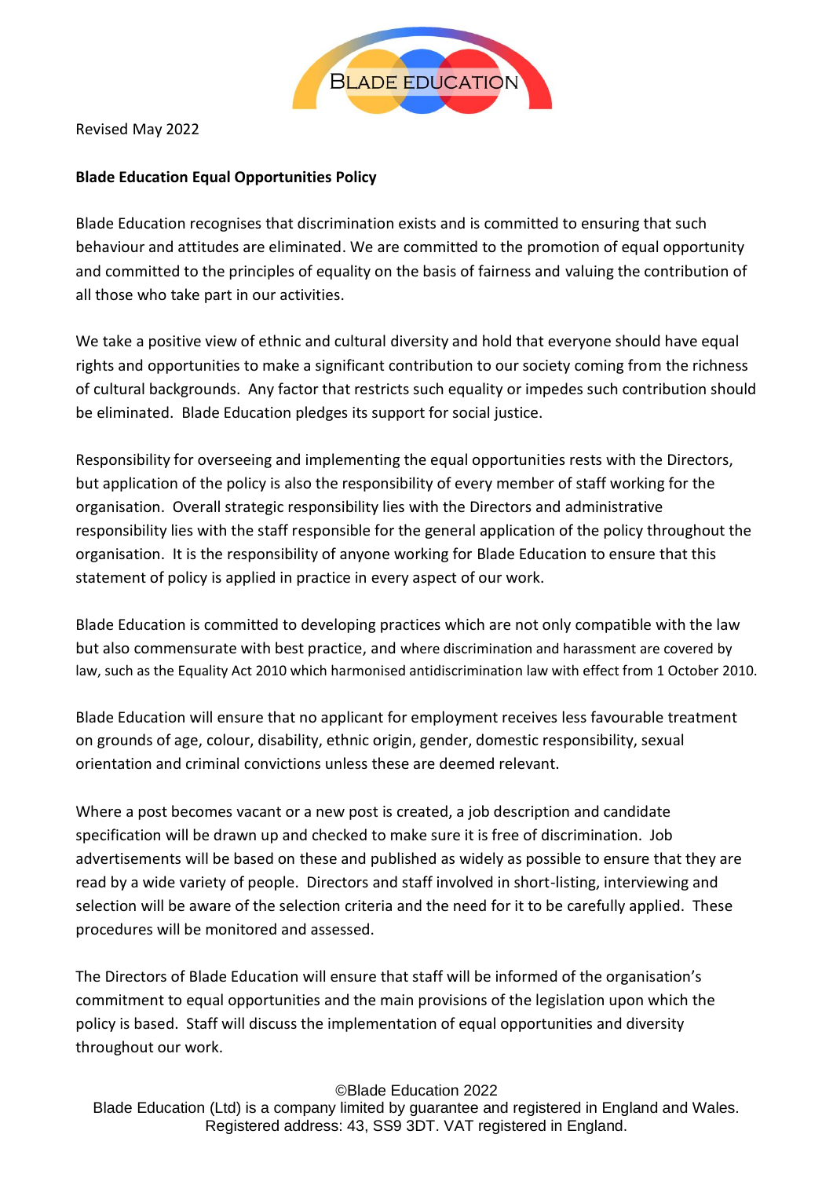BLADE EDUCATION

Revised May 2022

**Blade Education Equal Opportunities Policy**

Blade Education recognises that discrimination exists and is committed to ensuring that such behaviour and attitudes are eliminated. We are committed to the promotion of equal opportunity and committed to the principles of equality on the basis of fairness and valuing the contribution of all those who take part in our activities.

We take a positive view of ethnic and cultural diversity and hold that everyone should have equal rights and opportunities to make a significant contribution to our society coming from the richness of cultural backgrounds. Any factor that restricts such equality or impedes such contribution should be eliminated. Blade Education pledges its support for social justice.

Responsibility for overseeing and implementing the equal opportunities rests with the Directors, but application of the policy is also the responsibility of every member of staff working for the organisation. Overall strategic responsibility lies with the Directors and administrative responsibility lies with the staff responsible for the general application of the policy throughout the organisation. It is the responsibility of anyone working for Blade Education to ensure that this statement of policy is applied in practice in every aspect of our work.

Blade Education is committed to developing practices which are not only compatible with the law but also commensurate with best practice, and where discrimination and harassment are covered by law, such as the Equality Act 2010 which harmonised antidiscrimination law with effect from 1 October 2010.

Blade Education will ensure that no applicant for employment receives less favourable treatment on grounds of age, colour, disability, ethnic origin, gender, domestic responsibility, sexual orientation and criminal convictions unless these are deemed relevant.

Where a post becomes vacant or a new post is created, a job description and candidate specification will be drawn up and checked to make sure it is free of discrimination. Job advertisements will be based on these and published as widely as possible to ensure that they are read by a wide variety of people. Directors and staff involved in short-listing, interviewing and selection will be aware of the selection criteria and the need for it to be carefully applied. These procedures will be monitored and assessed.

The Directors of Blade Education will ensure that staff will be informed of the organisation's commitment to equal opportunities and the main provisions of the legislation upon which the policy is based. Staff will discuss the implementation of equal opportunities and diversity throughout our work.

©Blade Education 2022
Blade Education (Ltd) is a company limited by guarantee and registered in England and Wales.
Registered address: 43, SS9 3DT. VAT registered in England.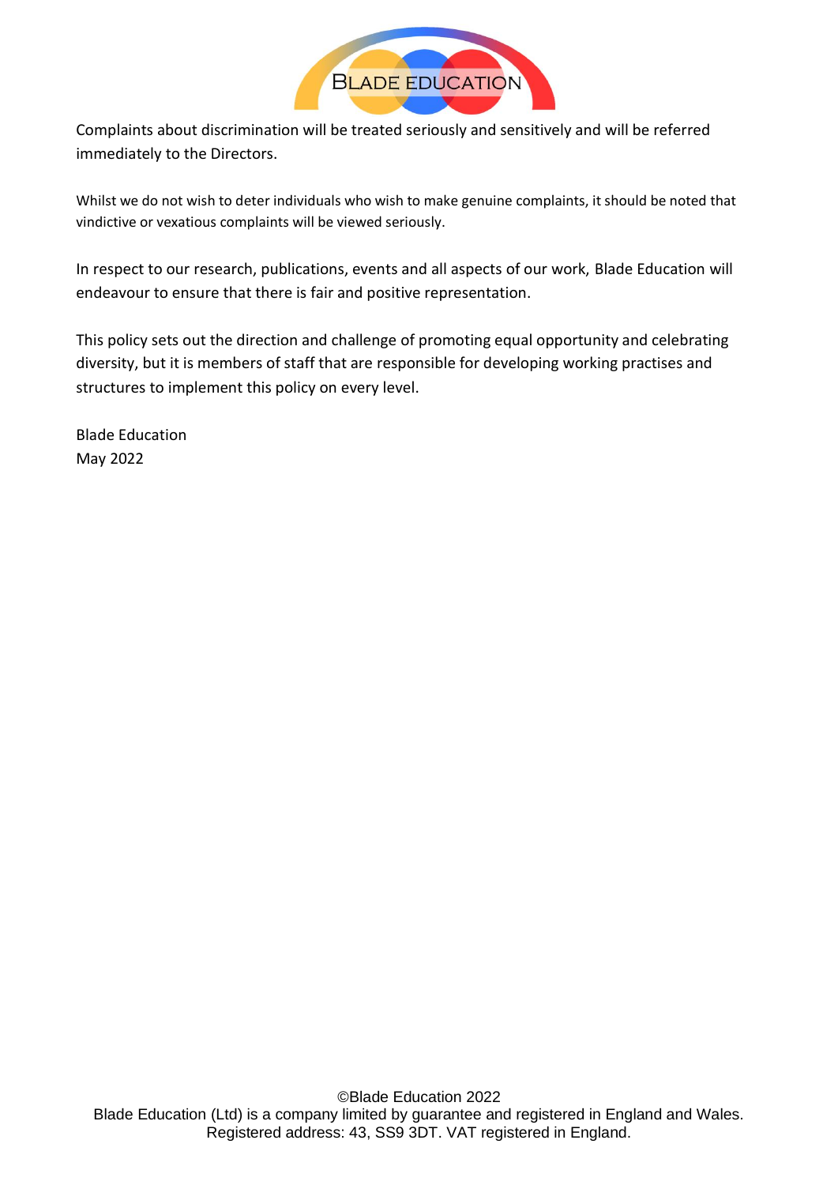Complaints about discrimination will be treated seriously and sensitively and will be referred immediately to the Directors.

Whilst we do not wish to deter individuals who wish to make genuine complaints, it should be noted that vindictive or vexatious complaints will be viewed seriously.

In respect to our research, publications, events and all aspects of our work, Blade Education will endeavour to ensure that there is fair and positive representation.

This policy sets out the direction and challenge of promoting equal opportunity and celebrating diversity, but it is members of staff that are responsible for developing working practises and structures to implement this policy on every level.

Blade Education
May 2022